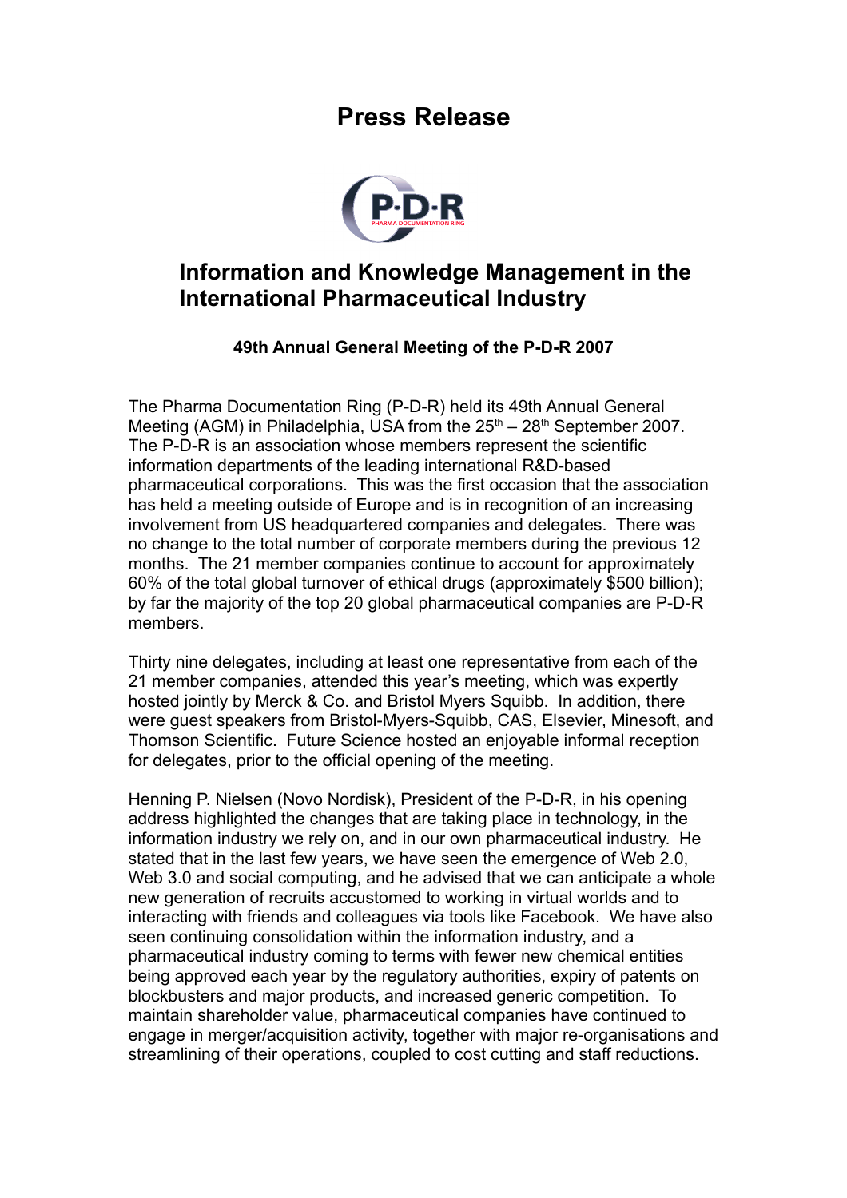# Press Release

## Information and Knowledge Management in the International Pharmaceutical Industry

### 49th Annual General Meeting of the P-D-R 2007

The Pharma Documentation Ring (P-D-R) held its 49th Annual General Meeting (AGM) in Philadelphia, USA from the 25th – 28th September 2007. The P-D-R is an association whose members represent the scientific information departments of the leading international R&D-based pharmaceutical corporations. This was the first occasion that the association has held a meeting outside of Europe and is in recognition of an increasing involvement from US headquartered companies and delegates. There was no change to the total number of corporate members during the previous 12 months. The 21 member companies continue to account for approximately 60% of the total global turnover of ethical drugs (approximately $500 billion); by far the majority of the top 20 global pharmaceutical companies are P-D-R members.

Thirty nine delegates, including at least one representative from each of the 21 member companies, attended this year's meeting, which was expertly hosted jointly by Merck & Co. and Bristol Myers Squibb. In addition, there were guest speakers from Bristol-Myers-Squibb, CAS, Elsevier, Minesoft, and Thomson Scientific. Future Science hosted an enjoyable informal reception for delegates, prior to the official opening of the meeting.

Henning P. Nielsen (Novo Nordisk), President of the P-D-R, in his opening address highlighted the changes that are taking place in technology, in the information industry we rely on, and in our own pharmaceutical industry. He stated that in the last few years, we have seen the emergence of Web 2.0, Web 3.0 and social computing, and he advised that we can anticipate a whole new generation of recruits accustomed to working in virtual worlds and to interacting with friends and colleagues via tools like Facebook. We have also seen continuing consolidation within the information industry, and a pharmaceutical industry coming to terms with fewer new chemical entities being approved each year by the regulatory authorities, expiry of patents on blockbusters and major products, and increased generic competition. To maintain shareholder value, pharmaceutical companies have continued to engage in merger/acquisition activity, together with major re-organisations and streamlining of their operations, coupled to cost cutting and staff reductions.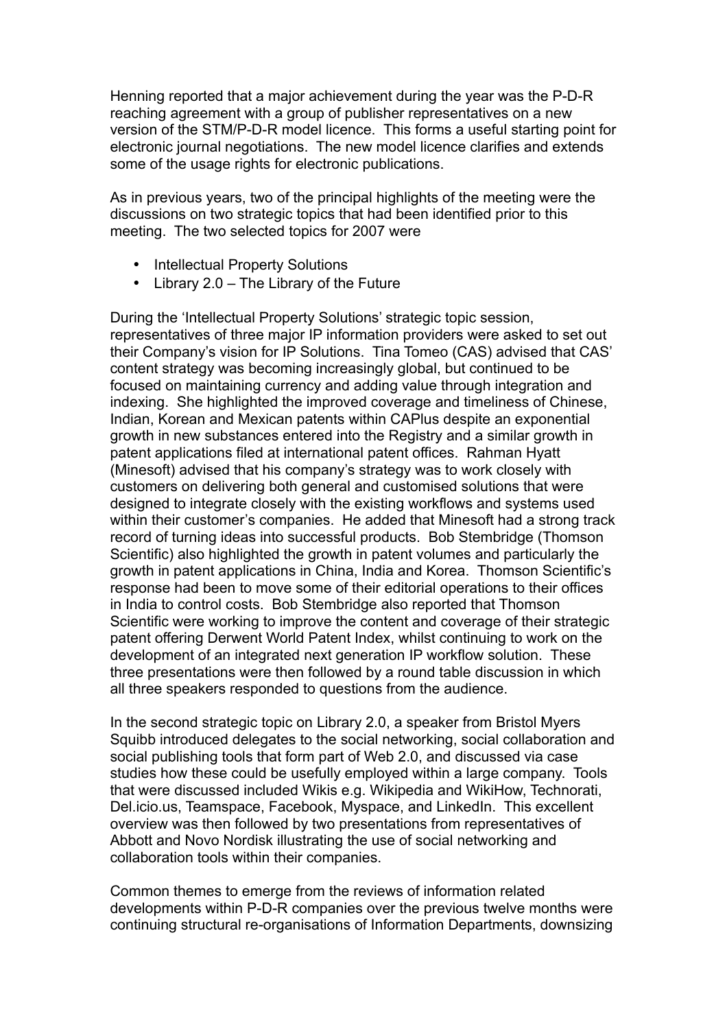Henning reported that a major achievement during the year was the P-D-R reaching agreement with a group of publisher representatives on a new version of the STM/P-D-R model licence. This forms a useful starting point for electronic journal negotiations. The new model licence clarifies and extends some of the usage rights for electronic publications.

As in previous years, two of the principal highlights of the meeting were the discussions on two strategic topics that had been identified prior to this meeting. The two selected topics for 2007 were

- Intellectual Property Solutions
- Library 2.0 – The Library of the Future

During the 'Intellectual Property Solutions' strategic topic session, representatives of three major IP information providers were asked to set out their Company's vision for IP Solutions. Tina Tomeo (CAS) advised that CAS' content strategy was becoming increasingly global, but continued to be focused on maintaining currency and adding value through integration and indexing. She highlighted the improved coverage and timeliness of Chinese, Indian, Korean and Mexican patents within CAPlus despite an exponential growth in new substances entered into the Registry and a similar growth in patent applications filed at international patent offices. Rahman Hyatt (Minesoft) advised that his company's strategy was to work closely with customers on delivering both general and customised solutions that were designed to integrate closely with the existing workflows and systems used within their customer's companies. He added that Minesoft had a strong track record of turning ideas into successful products. Bob Stembridge (Thomson Scientific) also highlighted the growth in patent volumes and particularly the growth in patent applications in China, India and Korea. Thomson Scientific's response had been to move some of their editorial operations to their offices in India to control costs. Bob Stembridge also reported that Thomson Scientific were working to improve the content and coverage of their strategic patent offering Derwent World Patent Index, whilst continuing to work on the development of an integrated next generation IP workflow solution. These three presentations were then followed by a round table discussion in which all three speakers responded to questions from the audience.

In the second strategic topic on Library 2.0, a speaker from Bristol Myers Squibb introduced delegates to the social networking, social collaboration and social publishing tools that form part of Web 2.0, and discussed via case studies how these could be usefully employed within a large company. Tools that were discussed included Wikis e.g. Wikipedia and WikiHow, Technorati, Del.icio.us, Teamspace, Facebook, Myspace, and LinkedIn. This excellent overview was then followed by two presentations from representatives of Abbott and Novo Nordisk illustrating the use of social networking and collaboration tools within their companies.

Common themes to emerge from the reviews of information related developments within P-D-R companies over the previous twelve months were continuing structural re-organisations of Information Departments, downsizing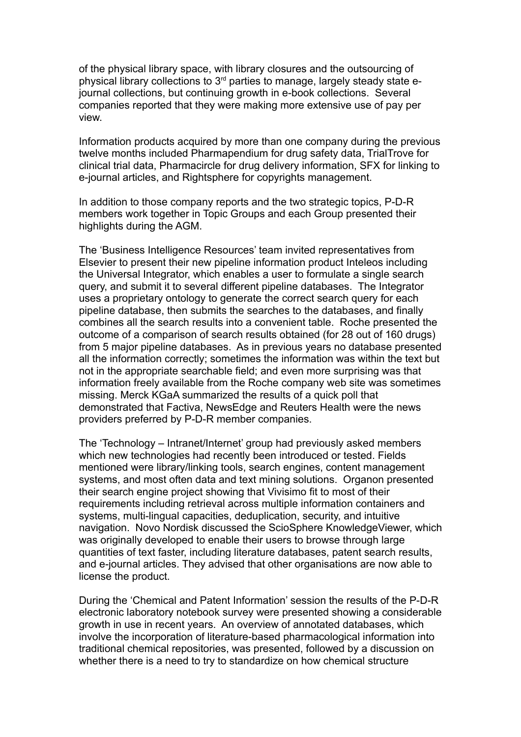of the physical library space, with library closures and the outsourcing of physical library collections to 3rd parties to manage, largely steady state e-journal collections, but continuing growth in e-book collections. Several companies reported that they were making more extensive use of pay per view.

Information products acquired by more than one company during the previous twelve months included Pharmapendium for drug safety data, TrialTrove for clinical trial data, Pharmacircle for drug delivery information, SFX for linking to e-journal articles, and Rightsphere for copyrights management.

In addition to those company reports and the two strategic topics, P-D-R members work together in Topic Groups and each Group presented their highlights during the AGM.

The 'Business Intelligence Resources' team invited representatives from Elsevier to present their new pipeline information product Inteleos including the Universal Integrator, which enables a user to formulate a single search query, and submit it to several different pipeline databases. The Integrator uses a proprietary ontology to generate the correct search query for each pipeline database, then submits the searches to the databases, and finally combines all the search results into a convenient table. Roche presented the outcome of a comparison of search results obtained (for 28 out of 160 drugs) from 5 major pipeline databases. As in previous years no database presented all the information correctly; sometimes the information was within the text but not in the appropriate searchable field; and even more surprising was that information freely available from the Roche company web site was sometimes missing. Merck KGaA summarized the results of a quick poll that demonstrated that Factiva, NewsEdge and Reuters Health were the news providers preferred by P-D-R member companies.

The 'Technology – Intranet/Internet' group had previously asked members which new technologies had recently been introduced or tested. Fields mentioned were library/linking tools, search engines, content management systems, and most often data and text mining solutions. Organon presented their search engine project showing that Vivisimo fit to most of their requirements including retrieval across multiple information containers and systems, multi-lingual capacities, deduplication, security, and intuitive navigation. Novo Nordisk discussed the ScioSphere KnowledgeViewer, which was originally developed to enable their users to browse through large quantities of text faster, including literature databases, patent search results, and e-journal articles. They advised that other organisations are now able to license the product.

During the 'Chemical and Patent Information' session the results of the P-D-R electronic laboratory notebook survey were presented showing a considerable growth in use in recent years. An overview of annotated databases, which involve the incorporation of literature-based pharmacological information into traditional chemical repositories, was presented, followed by a discussion on whether there is a need to try to standardize on how chemical structure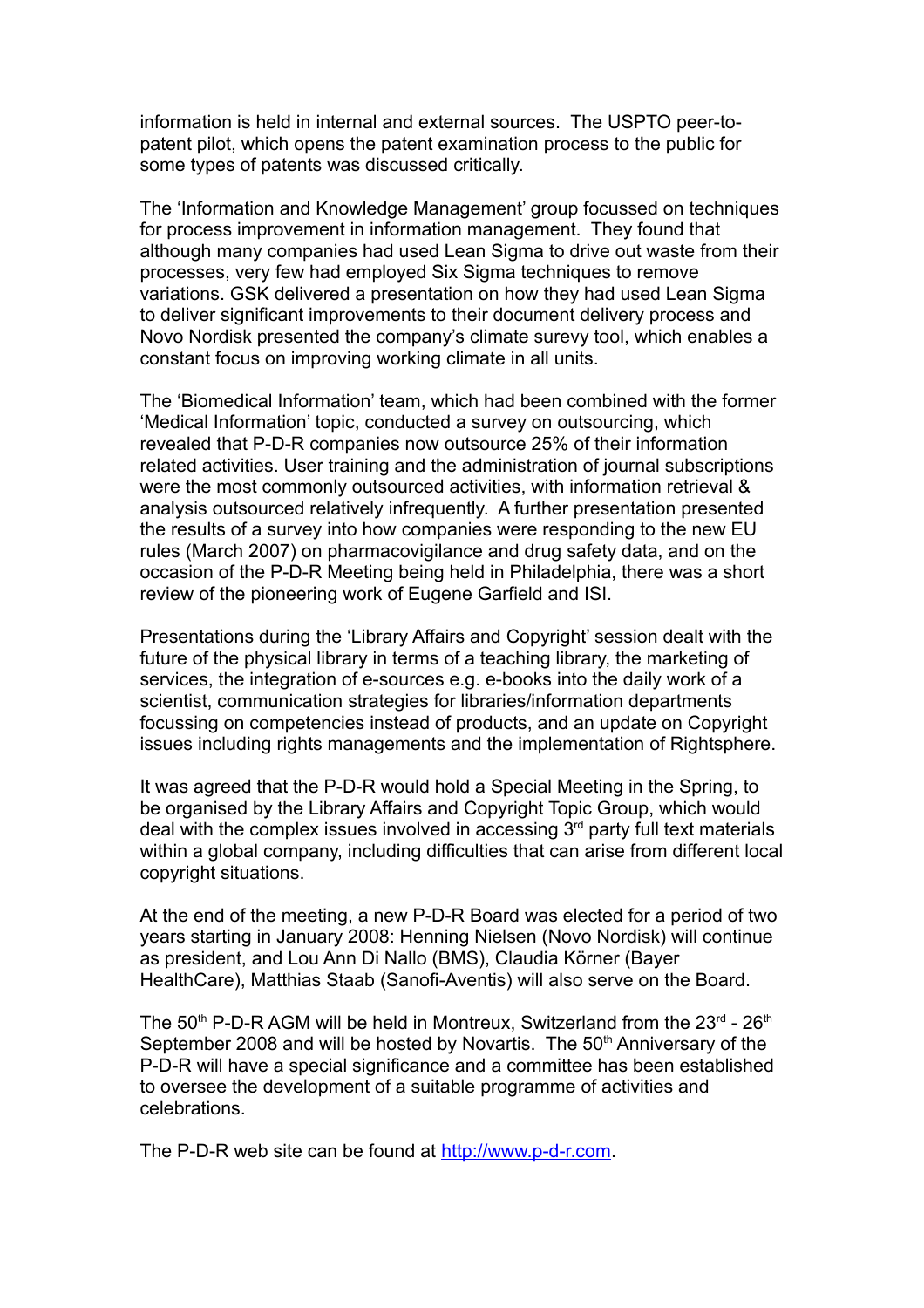information is held in internal and external sources. The USPTO peer-to-patent pilot, which opens the patent examination process to the public for some types of patents was discussed critically.

The 'Information and Knowledge Management' group focussed on techniques for process improvement in information management. They found that although many companies had used Lean Sigma to drive out waste from their processes, very few had employed Six Sigma techniques to remove variations. GSK delivered a presentation on how they had used Lean Sigma to deliver significant improvements to their document delivery process and Novo Nordisk presented the company's climate surevy tool, which enables a constant focus on improving working climate in all units.

The 'Biomedical Information' team, which had been combined with the former 'Medical Information' topic, conducted a survey on outsourcing, which revealed that P-D-R companies now outsource 25% of their information related activities. User training and the administration of journal subscriptions were the most commonly outsourced activities, with information retrieval & analysis outsourced relatively infrequently. A further presentation presented the results of a survey into how companies were responding to the new EU rules (March 2007) on pharmacovigilance and drug safety data, and on the occasion of the P-D-R Meeting being held in Philadelphia, there was a short review of the pioneering work of Eugene Garfield and ISI.

Presentations during the 'Library Affairs and Copyright' session dealt with the future of the physical library in terms of a teaching library, the marketing of services, the integration of e-sources e.g. e-books into the daily work of a scientist, communication strategies for libraries/information departments focussing on competencies instead of products, and an update on Copyright issues including rights managements and the implementation of Rightsphere.

It was agreed that the P-D-R would hold a Special Meeting in the Spring, to be organised by the Library Affairs and Copyright Topic Group, which would deal with the complex issues involved in accessing 3rd party full text materials within a global company, including difficulties that can arise from different local copyright situations.

At the end of the meeting, a new P-D-R Board was elected for a period of two years starting in January 2008: Henning Nielsen (Novo Nordisk) will continue as president, and Lou Ann Di Nallo (BMS), Claudia Körner (Bayer HealthCare), Matthias Staab (Sanofi-Aventis) will also serve on the Board.

The 50th P-D-R AGM will be held in Montreux, Switzerland from the 23rd - 26th September 2008 and will be hosted by Novartis. The 50th Anniversary of the P-D-R will have a special significance and a committee has been established to oversee the development of a suitable programme of activities and celebrations.

The P-D-R web site can be found at [http://www.p-d-r.com](http://www.p-d-r.com).